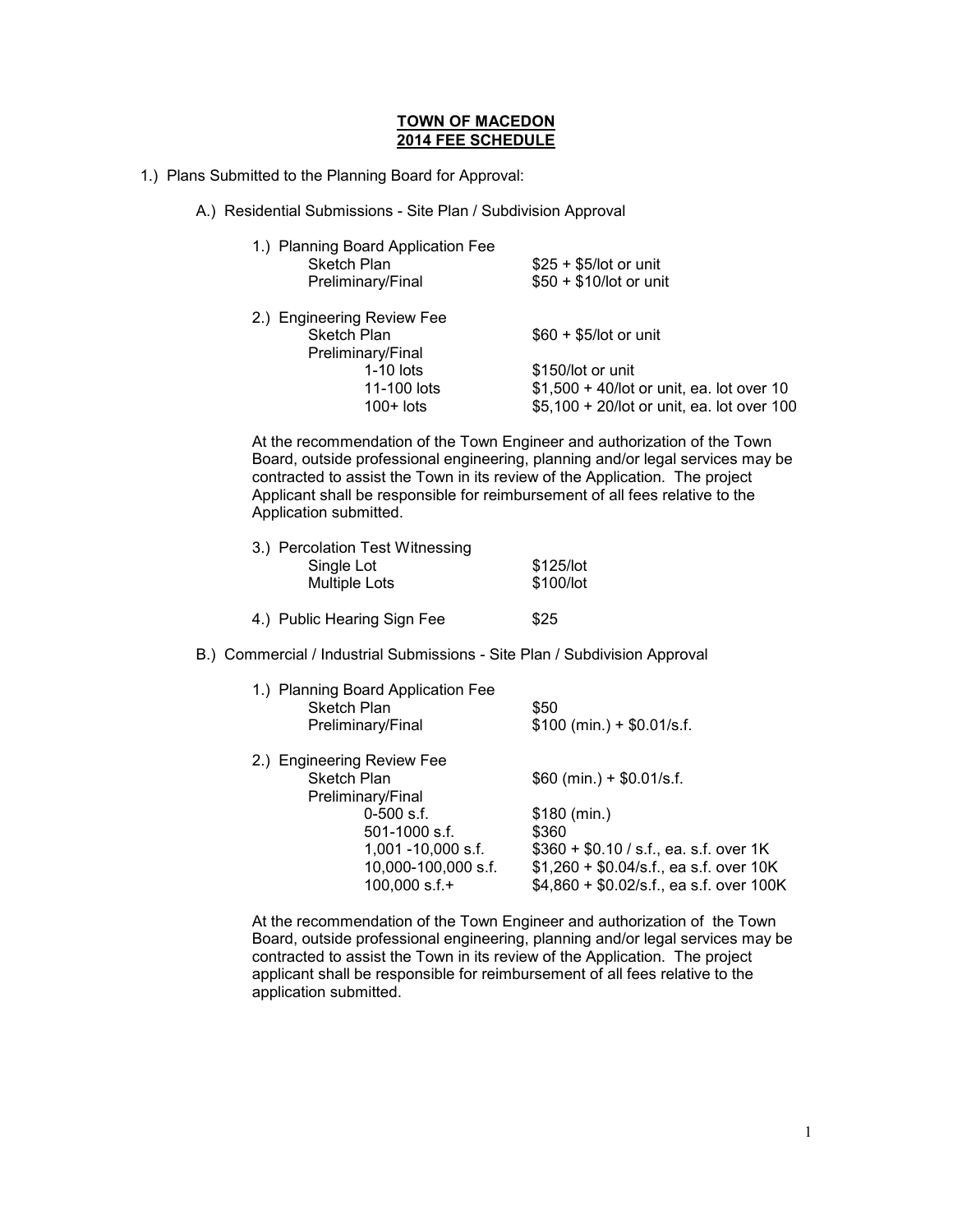# TOWN OF MACEDON
## 2014 FEE SCHEDULE

1.) Plans Submitted to the Planning Board for Approval:

A.) Residential Submissions - Site Plan / Subdivision Approval

1.) Planning Board Application Fee

| | |
|---|---|
| Sketch Plan | $25 + $5/lot or unit |
| Preliminary/Final | $50 + $10/lot or unit |

2.) Engineering Review Fee

| | |
|---|---|
| Sketch Plan | $60 + $5/lot or unit |
| Preliminary/Final | |
| 1-10 lots | $150/lot or unit |
| 11-100 lots | $1,500 + 40/lot or unit, ea. lot over 10 |
| 100+ lots | $5,100 + 20/lot or unit, ea. lot over 100 |

At the recommendation of the Town Engineer and authorization of the Town Board, outside professional engineering, planning and/or legal services may be contracted to assist the Town in its review of the Application. The project Applicant shall be responsible for reimbursement of all fees relative to the Application submitted.

3.) Percolation Test Witnessing

| | |
|---|---|
| Single Lot | $125/lot |
| Multiple Lots | $100/lot |

4.) Public Hearing Sign Fee $25

B.) Commercial / Industrial Submissions - Site Plan / Subdivision Approval

1.) Planning Board Application Fee

| | |
|---|---|
| Sketch Plan | $50 |
| Preliminary/Final | $100 (min.) + $0.01/s.f. |

2.) Engineering Review Fee

| | |
|---|---|
| Sketch Plan | $60 (min.) + $0.01/s.f. |
| Preliminary/Final | |
| 0-500 s.f. | $180 (min.) |
| 501-1000 s.f. | $360 |
| 1,001 -10,000 s.f. | $360 + $0.10 / s.f., ea. s.f. over 1K |
| 10,000-100,000 s.f. | $1,260 + $0.04/s.f., ea s.f. over 10K |
| 100,000 s.f.+ | $4,860 + $0.02/s.f., ea s.f. over 100K |

At the recommendation of the Town Engineer and authorization of the Town Board, outside professional engineering, planning and/or legal services may be contracted to assist the Town in its review of the Application. The project applicant shall be responsible for reimbursement of all fees relative to the application submitted.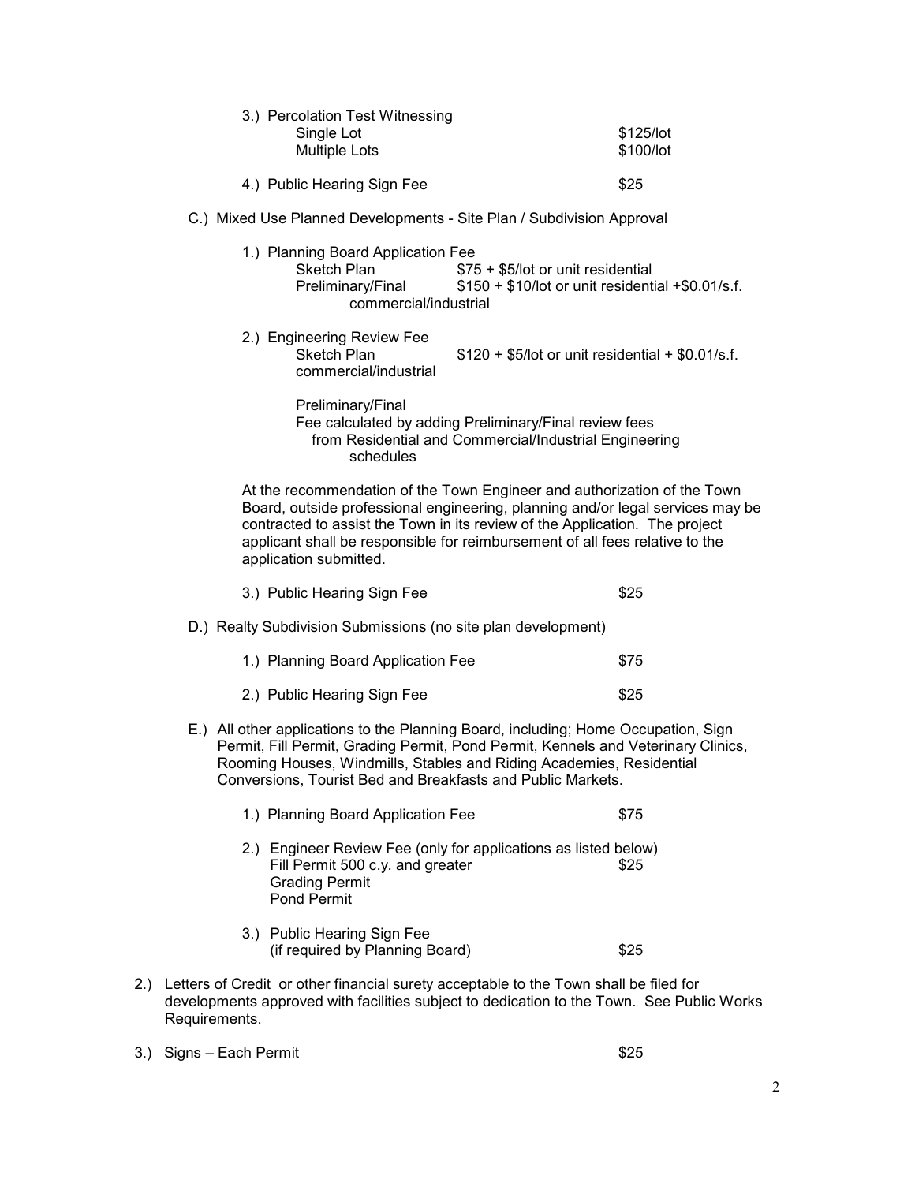3.) Percolation Test Witnessing
  - Single Lot $125/lot
  - Multiple Lots $100/lot

4.) Public Hearing Sign Fee $25

C.) Mixed Use Planned Developments - Site Plan / Subdivision Approval

1.) Planning Board Application Fee
  - Sketch Plan $75 + $5/lot or unit residential
  - Preliminary/Final $150 + $10/lot or unit residential +$0.01/s.f. commercial/industrial

2.) Engineering Review Fee
  - Sketch Plan $120 + $5/lot or unit residential + $0.01/s.f. commercial/industrial
  - Preliminary/Final
    Fee calculated by adding Preliminary/Final review fees from Residential and Commercial/Industrial Engineering schedules

At the recommendation of the Town Engineer and authorization of the Town Board, outside professional engineering, planning and/or legal services may be contracted to assist the Town in its review of the Application. The project applicant shall be responsible for reimbursement of all fees relative to the application submitted.

3.) Public Hearing Sign Fee $25

D.) Realty Subdivision Submissions (no site plan development)

1.) Planning Board Application Fee $75

2.) Public Hearing Sign Fee $25

E.) All other applications to the Planning Board, including; Home Occupation, Sign Permit, Fill Permit, Grading Permit, Pond Permit, Kennels and Veterinary Clinics, Rooming Houses, Windmills, Stables and Riding Academies, Residential Conversions, Tourist Bed and Breakfasts and Public Markets.

1.) Planning Board Application Fee $75

2.) Engineer Review Fee (only for applications as listed below)
  - Fill Permit 500 c.y. and greater $25
  - Grading Permit
  - Pond Permit

3.) Public Hearing Sign Fee (if required by Planning Board) $25

2.) Letters of Credit or other financial surety acceptable to the Town shall be filed for developments approved with facilities subject to dedication to the Town. See Public Works Requirements.

3.) Signs – Each Permit $25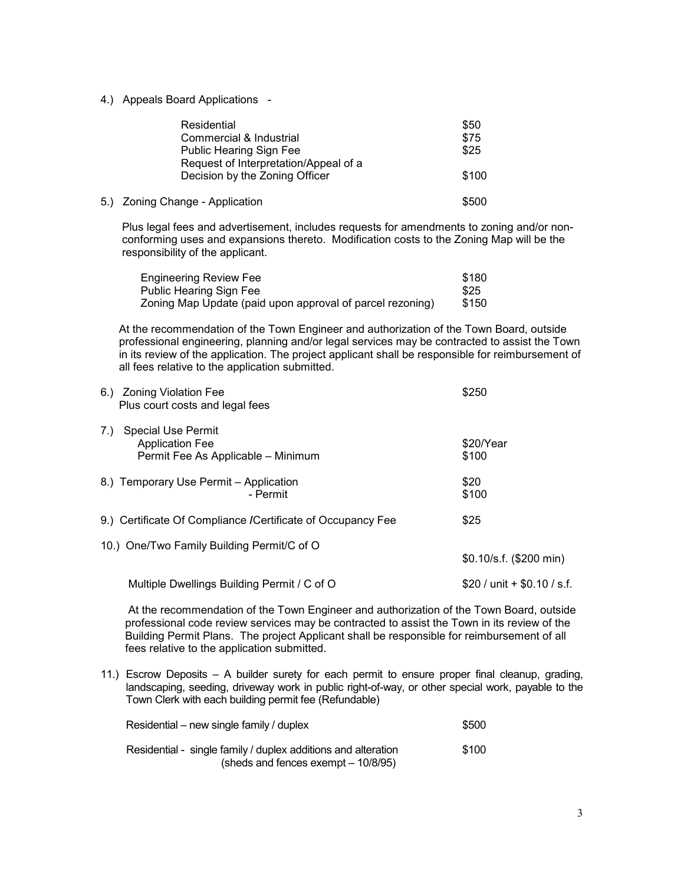4.) Appeals Board Applications -

| | |
|---|---|
| Residential | \$50 |
| Commercial & Industrial | \$75 |
| Public Hearing Sign Fee | \$25 |
| Request of Interpretation/Appeal of a Decision by the Zoning Officer | \$100 |

5.) Zoning Change - Application — \$500

Plus legal fees and advertisement, includes requests for amendments to zoning and/or non-conforming uses and expansions thereto. Modification costs to the Zoning Map will be the responsibility of the applicant.

| | |
|---|---|
| Engineering Review Fee | \$180 |
| Public Hearing Sign Fee | \$25 |
| Zoning Map Update (paid upon approval of parcel rezoning) | \$150 |

At the recommendation of the Town Engineer and authorization of the Town Board, outside professional engineering, planning and/or legal services may be contracted to assist the Town in its review of the application. The project applicant shall be responsible for reimbursement of all fees relative to the application submitted.

6.) Zoning Violation Fee — \$250
Plus court costs and legal fees

7.) Special Use Permit

| | |
|---|---|
| Application Fee | \$20/Year |
| Permit Fee As Applicable – Minimum | \$100 |

8.) Temporary Use Permit

| | |
|---|---|
| Application | \$20 |
| Permit | \$100 |

9.) Certificate Of Compliance /Certificate of Occupancy Fee — \$25

10.) One/Two Family Building Permit/C of O

| | |
|---|---|
| One/Two Family Building Permit/C of O | \$0.10/s.f. (\$200 min) |
| Multiple Dwellings Building Permit / C of O | \$20 / unit + \$0.10 / s.f. |

At the recommendation of the Town Engineer and authorization of the Town Board, outside professional code review services may be contracted to assist the Town in its review of the Building Permit Plans. The project Applicant shall be responsible for reimbursement of all fees relative to the application submitted.

11.) Escrow Deposits – A builder surety for each permit to ensure proper final cleanup, grading, landscaping, seeding, driveway work in public right-of-way, or other special work, payable to the Town Clerk with each building permit fee (Refundable)

| | |
|---|---|
| Residential – new single family / duplex | \$500 |
| Residential - single family / duplex additions and alteration (sheds and fences exempt – 10/8/95) | \$100 |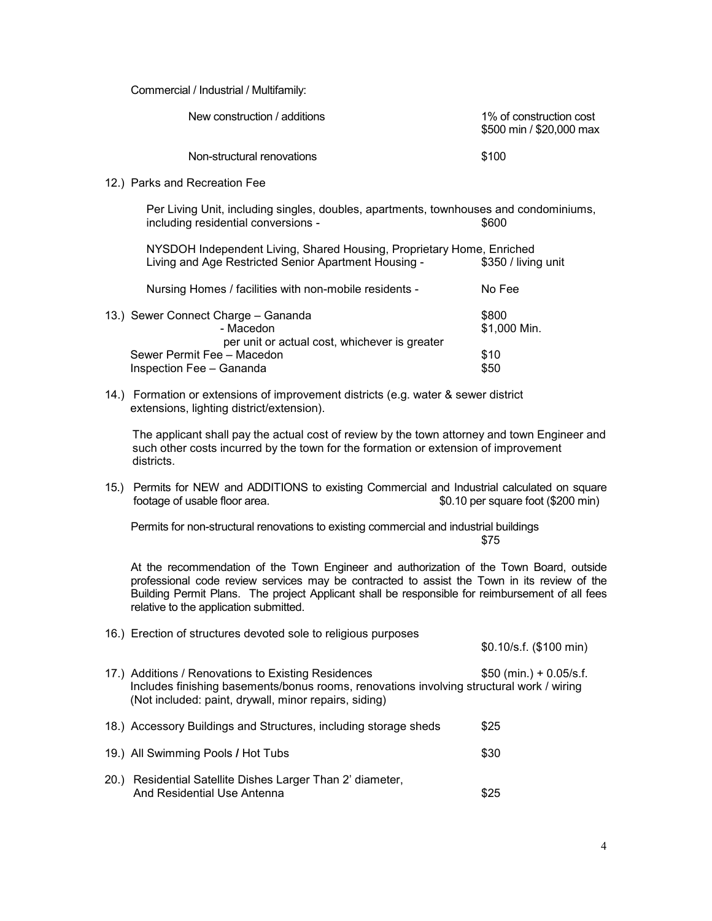Commercial / Industrial / Multifamily:

| | |
|---|---|
| New construction / additions | 1% of construction cost<br>$500 min / $20,000 max |
| Non-structural renovations | $100 |

12.) Parks and Recreation Fee

Per Living Unit, including singles, doubles, apartments, townhouses and condominiums, including residential conversions - $600

NYSDOH Independent Living, Shared Housing, Proprietary Home, Enriched Living and Age Restricted Senior Apartment Housing - $350 / living unit

Nursing Homes / facilities with non-mobile residents - No Fee

| | |
|---|---|
| 13.) Sewer Connect Charge – Gananda | $800 |
| - Macedon<br>per unit or actual cost, whichever is greater | $1,000 Min. |
| Sewer Permit Fee – Macedon | $10 |
| Inspection Fee – Gananda | $50 |

14.) Formation or extensions of improvement districts (e.g. water & sewer district extensions, lighting district/extension).

The applicant shall pay the actual cost of review by the town attorney and town Engineer and such other costs incurred by the town for the formation or extension of improvement districts.

15.) Permits for NEW and ADDITIONS to existing Commercial and Industrial calculated on square footage of usable floor area. $0.10 per square foot ($200 min)

Permits for non-structural renovations to existing commercial and industrial buildings $75

At the recommendation of the Town Engineer and authorization of the Town Board, outside professional code review services may be contracted to assist the Town in its review of the Building Permit Plans. The project Applicant shall be responsible for reimbursement of all fees relative to the application submitted.

16.) Erection of structures devoted sole to religious purposes $0.10/s.f. ($100 min)

17.) Additions / Renovations to Existing Residences $50 (min.) + 0.05/s.f.
Includes finishing basements/bonus rooms, renovations involving structural work / wiring (Not included: paint, drywall, minor repairs, siding)

18.) Accessory Buildings and Structures, including storage sheds $25

19.) All Swimming Pools / Hot Tubs $30

20.) Residential Satellite Dishes Larger Than 2' diameter, And Residential Use Antenna $25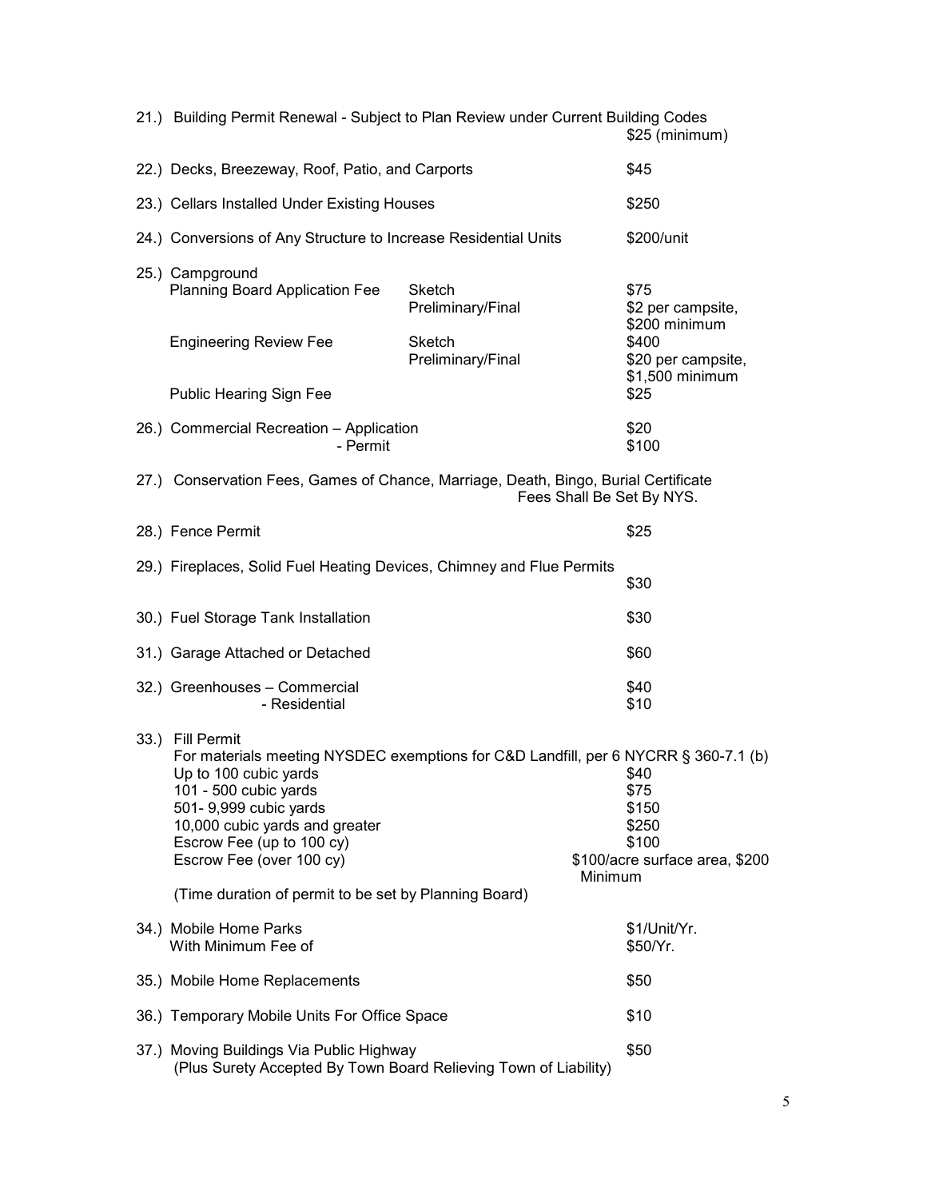21.) Building Permit Renewal - Subject to Plan Review under Current Building Codes
$25 (minimum)

22.) Decks, Breezeway, Roof, Patio, and Carports $45

23.) Cellars Installed Under Existing Houses $250

24.) Conversions of Any Structure to Increase Residential Units $200/unit

25.) Campground

| | | |
|---|---|---|
| Planning Board Application Fee | Sketch | $75 |
| | Preliminary/Final | $2 per campsite, $200 minimum |
| Engineering Review Fee | Sketch | $400 |
| | Preliminary/Final | $20 per campsite, $1,500 minimum |
| Public Hearing Sign Fee | | $25 |

26.) Commercial Recreation – Application $20
- Permit $100

27.) Conservation Fees, Games of Chance, Marriage, Death, Bingo, Burial Certificate
Fees Shall Be Set By NYS.

28.) Fence Permit $25

29.) Fireplaces, Solid Fuel Heating Devices, Chimney and Flue Permits
$30

30.) Fuel Storage Tank Installation $30

31.) Garage Attached or Detached $60

32.) Greenhouses – Commercial $40
- Residential $10

33.) Fill Permit
For materials meeting NYSDEC exemptions for C&D Landfill, per 6 NYCRR § 360-7.1 (b)

| | |
|---|---|
| Up to 100 cubic yards | $40 |
| 101 - 500 cubic yards | $75 |
| 501- 9,999 cubic yards | $150 |
| 10,000 cubic yards and greater | $250 |
| Escrow Fee (up to 100 cy) | $100 |
| Escrow Fee (over 100 cy) | $100/acre surface area, $200 Minimum |

(Time duration of permit to be set by Planning Board)

34.) Mobile Home Parks $1/Unit/Yr.
With Minimum Fee of $50/Yr.

35.) Mobile Home Replacements $50

36.) Temporary Mobile Units For Office Space $10

37.) Moving Buildings Via Public Highway $50
(Plus Surety Accepted By Town Board Relieving Town of Liability)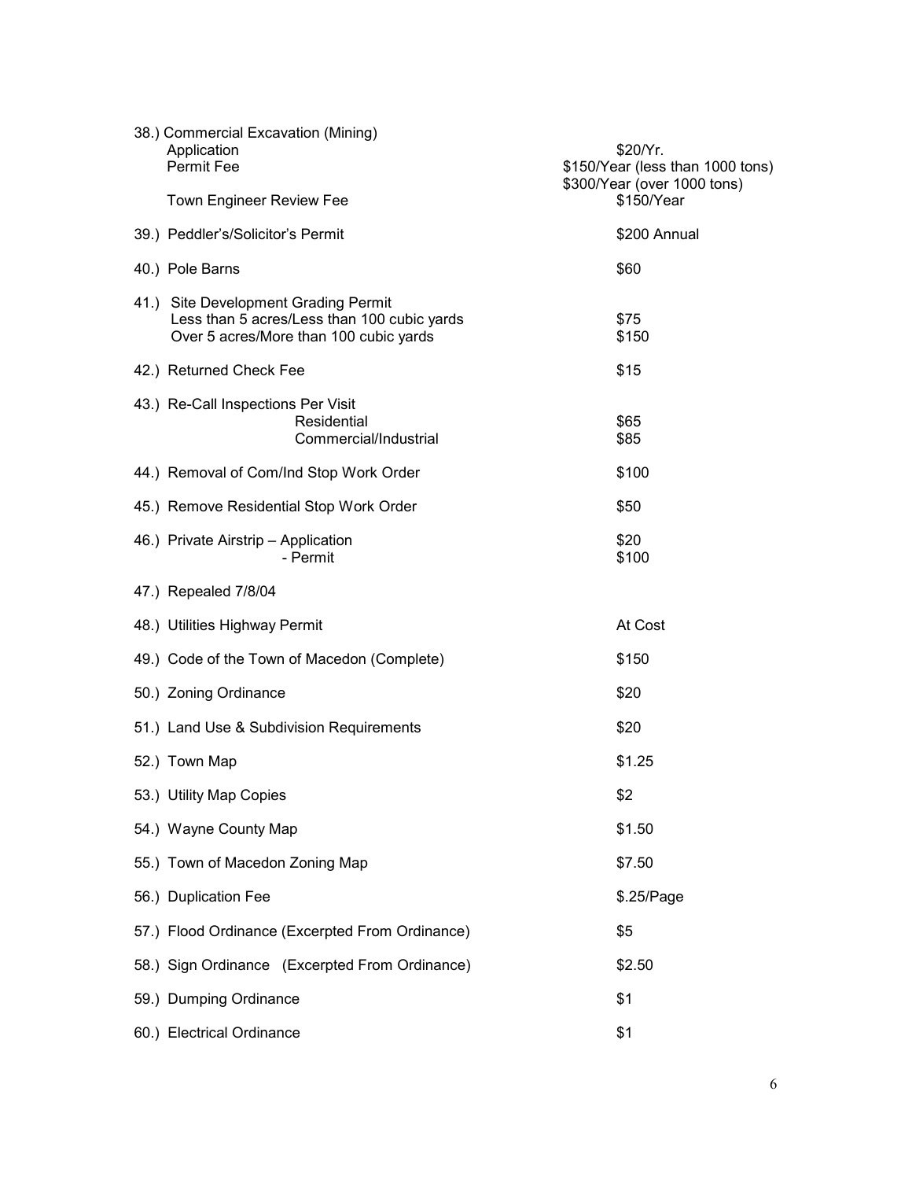| Item | Fee |
|---|---|
| 38.) Commercial Excavation (Mining) | |
| Application | $20/Yr. |
| Permit Fee | $150/Year (less than 1000 tons) |
| | $300/Year (over 1000 tons) |
| Town Engineer Review Fee | $150/Year |
| 39.) Peddler's/Solicitor's Permit | $200 Annual |
| 40.) Pole Barns | $60 |
| 41.) Site Development Grading Permit | |
| Less than 5 acres/Less than 100 cubic yards | $75 |
| Over 5 acres/More than 100 cubic yards | $150 |
| 42.) Returned Check Fee | $15 |
| 43.) Re-Call Inspections Per Visit | |
| Residential | $65 |
| Commercial/Industrial | $85 |
| 44.) Removal of Com/Ind Stop Work Order | $100 |
| 45.) Remove Residential Stop Work Order | $50 |
| 46.) Private Airstrip – Application | $20 |
| - Permit | $100 |
| 47.) Repealed 7/8/04 | |
| 48.) Utilities Highway Permit | At Cost |
| 49.) Code of the Town of Macedon (Complete) | $150 |
| 50.) Zoning Ordinance | $20 |
| 51.) Land Use & Subdivision Requirements | $20 |
| 52.) Town Map | $1.25 |
| 53.) Utility Map Copies | $2 |
| 54.) Wayne County Map | $1.50 |
| 55.) Town of Macedon Zoning Map | $7.50 |
| 56.) Duplication Fee | $.25/Page |
| 57.) Flood Ordinance (Excerpted From Ordinance) | $5 |
| 58.) Sign Ordinance (Excerpted From Ordinance) | $2.50 |
| 59.) Dumping Ordinance | $1 |
| 60.) Electrical Ordinance | $1 |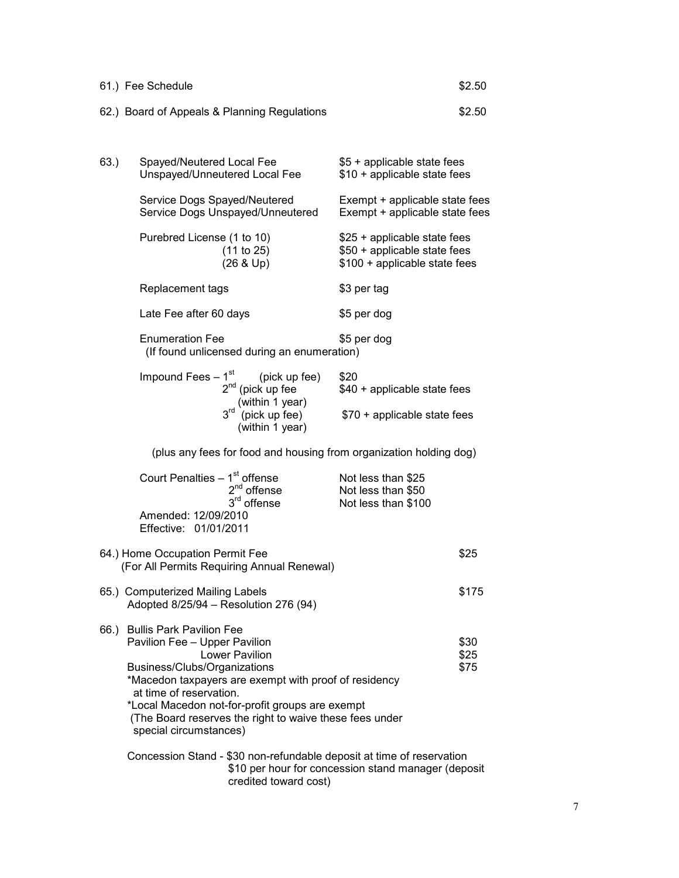61.) Fee Schedule $2.50

62.) Board of Appeals & Planning Regulations $2.50

63.)

| | |
|---|---|
| Spayed/Neutered Local Fee | $5 + applicable state fees |
| Unspayed/Unneutered Local Fee | $10 + applicable state fees |
| Service Dogs Spayed/Neutered | Exempt + applicable state fees |
| Service Dogs Unspayed/Unneutered | Exempt + applicable state fees |
| Purebred License (1 to 10) | $25 + applicable state fees |
| (11 to 25) | $50 + applicable state fees |
| (26 & Up) | $100 + applicable state fees |
| Replacement tags | $3 per tag |
| Late Fee after 60 days | $5 per dog |
| Enumeration Fee (If found unlicensed during an enumeration) | $5 per dog |
| Impound Fees – 1st (pick up fee) | $20 |
| 2nd (pick up fee (within 1 year) | $40 + applicable state fees |
| 3rd (pick up fee) (within 1 year) | $70 + applicable state fees |

(plus any fees for food and housing from organization holding dog)

| | |
|---|---|
| Court Penalties – 1st offense | Not less than $25 |
| 2nd offense | Not less than $50 |
| 3rd offense | Not less than $100 |

Amended: 12/09/2010
Effective: 01/01/2011

64.) Home Occupation Permit Fee $25
(For All Permits Requiring Annual Renewal)

65.) Computerized Mailing Labels $175
Adopted 8/25/94 – Resolution 276 (94)

66.) Bullis Park Pavilion Fee

| | |
|---|---|
| Pavilion Fee – Upper Pavilion | $30 |
| Lower Pavilion | $25 |
| Business/Clubs/Organizations | $75 |

*Macedon taxpayers are exempt with proof of residency at time of reservation.
*Local Macedon not-for-profit groups are exempt
(The Board reserves the right to waive these fees under special circumstances)

Concession Stand - $30 non-refundable deposit at time of reservation
$10 per hour for concession stand manager (deposit credited toward cost)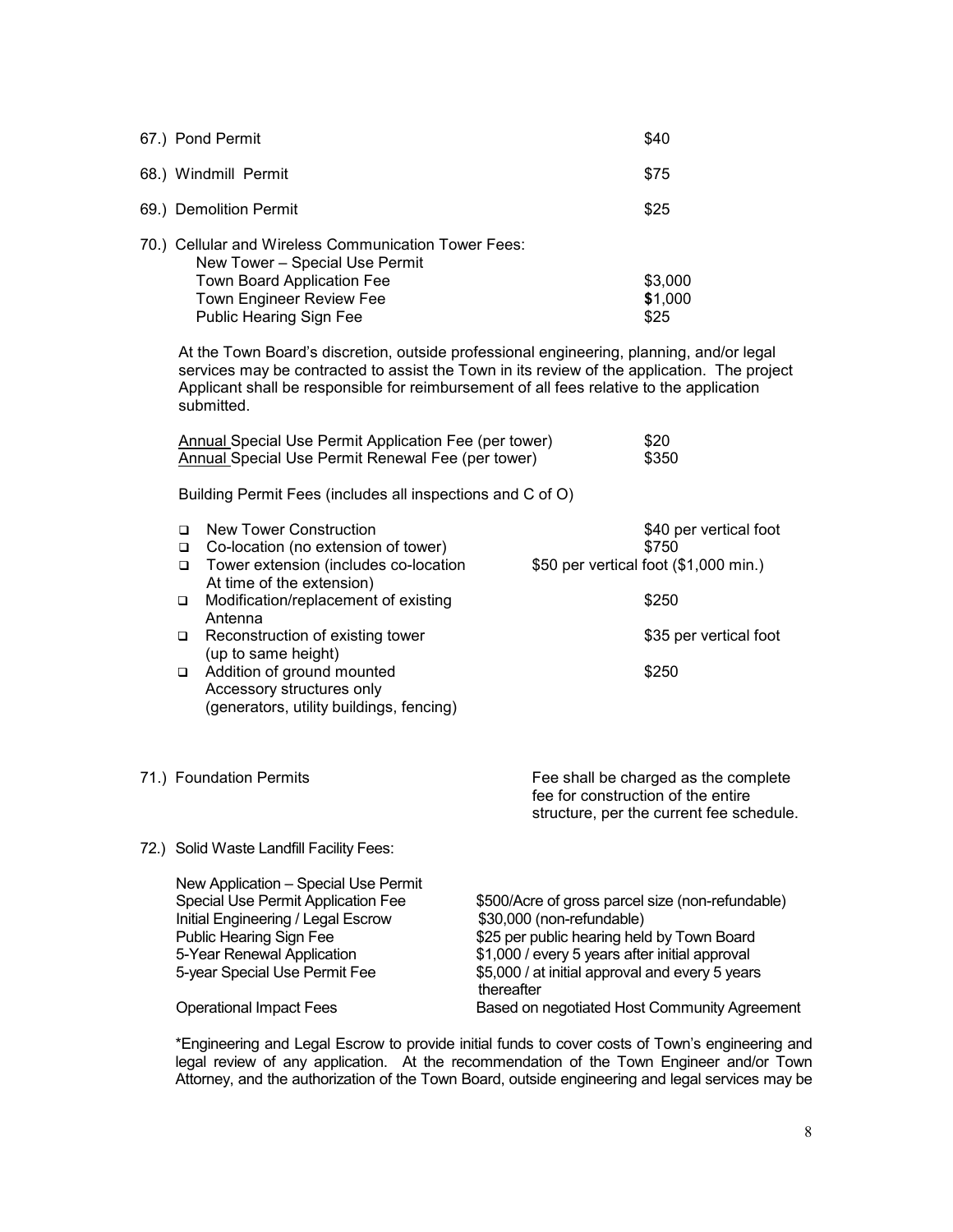67.) Pond Permit $40

68.) Windmill Permit $75

69.) Demolition Permit $25

70.) Cellular and Wireless Communication Tower Fees:

New Tower – Special Use Permit

| | |
|---|---|
| Town Board Application Fee | $3,000 |
| Town Engineer Review Fee | **$**1,000 |
| Public Hearing Sign Fee | $25 |

At the Town Board's discretion, outside professional engineering, planning, and/or legal services may be contracted to assist the Town in its review of the application. The project Applicant shall be responsible for reimbursement of all fees relative to the application submitted.

| | |
|---|---|
| <u>Annual</u> Special Use Permit Application Fee (per tower) | $20 |
| <u>Annual</u> Special Use Permit Renewal Fee (per tower) | $350 |

Building Permit Fees (includes all inspections and C of O)

| | |
|---|---|
| ❑ New Tower Construction | $40 per vertical foot |
| ❑ Co-location (no extension of tower) | $750 |
| ❑ Tower extension (includes co-location At time of the extension) | $50 per vertical foot ($1,000 min.) |
| ❑ Modification/replacement of existing Antenna | $250 |
| ❑ Reconstruction of existing tower (up to same height) | $35 per vertical foot |
| ❑ Addition of ground mounted Accessory structures only (generators, utility buildings, fencing) | $250 |

71.) Foundation Permits — Fee shall be charged as the complete fee for construction of the entire structure, per the current fee schedule.

72.) Solid Waste Landfill Facility Fees:

New Application – Special Use Permit

| | |
|---|---|
| Special Use Permit Application Fee | $500/Acre of gross parcel size (non-refundable) |
| Initial Engineering / Legal Escrow | $30,000 (non-refundable) |
| Public Hearing Sign Fee | $25 per public hearing held by Town Board |
| 5-Year Renewal Application | $1,000 / every 5 years after initial approval |
| 5-year Special Use Permit Fee | $5,000 / at initial approval and every 5 years thereafter |
| Operational Impact Fees | Based on negotiated Host Community Agreement |

*Engineering and Legal Escrow to provide initial funds to cover costs of Town's engineering and legal review of any application. At the recommendation of the Town Engineer and/or Town Attorney, and the authorization of the Town Board, outside engineering and legal services may be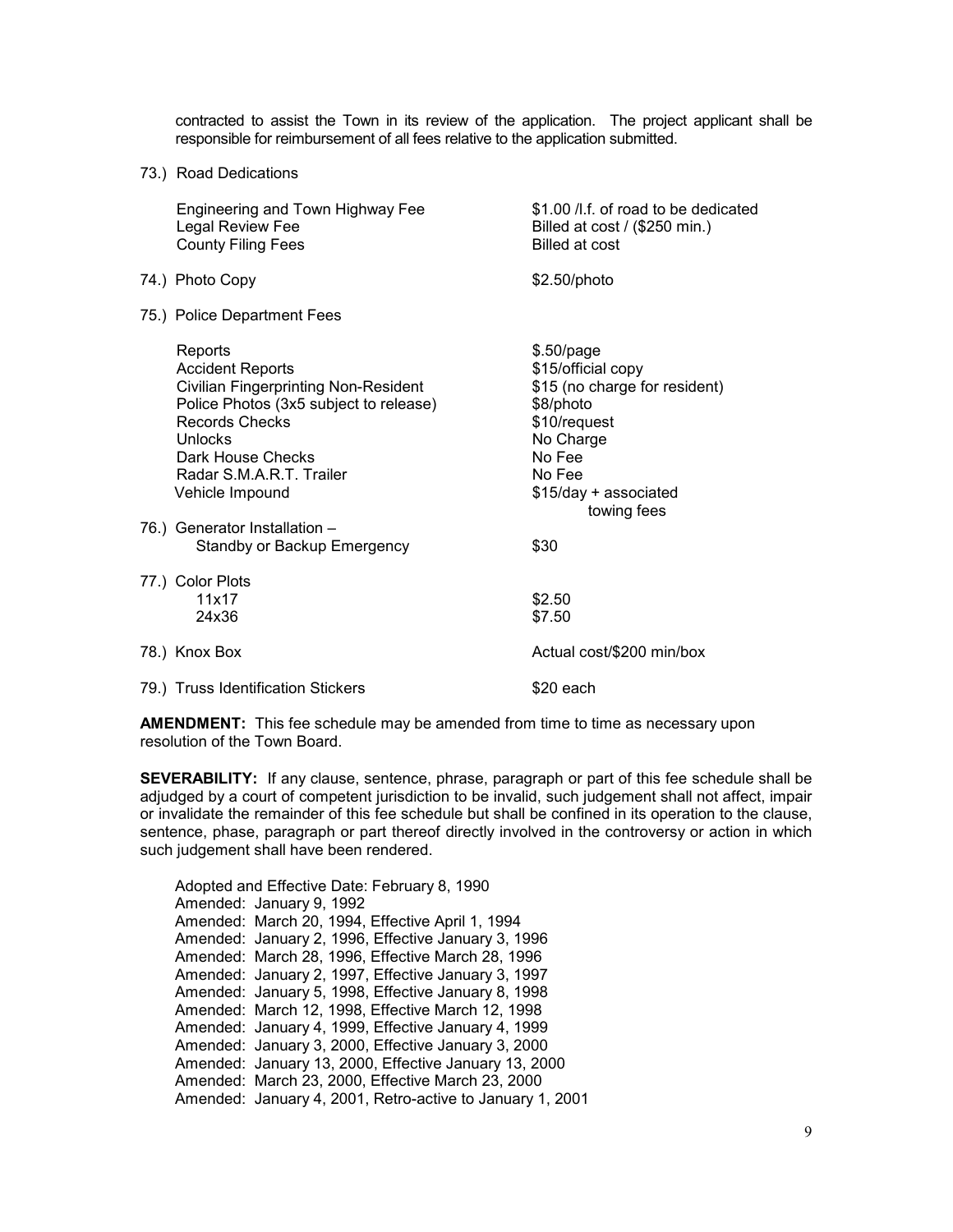contracted to assist the Town in its review of the application. The project applicant shall be responsible for reimbursement of all fees relative to the application submitted.

73.) Road Dedications

| | |
|---|---|
| Engineering and Town Highway Fee | $1.00 /l.f. of road to be dedicated |
| Legal Review Fee | Billed at cost / ($250 min.) |
| County Filing Fees | Billed at cost |

74.) Photo Copy — $2.50/photo

75.) Police Department Fees

| | |
|---|---|
| Reports | $.50/page |
| Accident Reports | $15/official copy |
| Civilian Fingerprinting Non-Resident | $15 (no charge for resident) |
| Police Photos (3x5 subject to release) | $8/photo |
| Records Checks | $10/request |
| Unlocks | No Charge |
| Dark House Checks | No Fee |
| Radar S.M.A.R.T. Trailer | No Fee |
| Vehicle Impound | $15/day + associated towing fees |

76.) Generator Installation – Standby or Backup Emergency — $30

77.) Color Plots

| | |
|---|---|
| 11x17 | $2.50 |
| 24x36 | $7.50 |

78.) Knox Box — Actual cost/$200 min/box

79.) Truss Identification Stickers — $20 each

**AMENDMENT:** This fee schedule may be amended from time to time as necessary upon resolution of the Town Board.

**SEVERABILITY:** If any clause, sentence, phrase, paragraph or part of this fee schedule shall be adjudged by a court of competent jurisdiction to be invalid, such judgement shall not affect, impair or invalidate the remainder of this fee schedule but shall be confined in its operation to the clause, sentence, phase, paragraph or part thereof directly involved in the controversy or action in which such judgement shall have been rendered.

Adopted and Effective Date: February 8, 1990
Amended: January 9, 1992
Amended: March 20, 1994, Effective April 1, 1994
Amended: January 2, 1996, Effective January 3, 1996
Amended: March 28, 1996, Effective March 28, 1996
Amended: January 2, 1997, Effective January 3, 1997
Amended: January 5, 1998, Effective January 8, 1998
Amended: March 12, 1998, Effective March 12, 1998
Amended: January 4, 1999, Effective January 4, 1999
Amended: January 3, 2000, Effective January 3, 2000
Amended: January 13, 2000, Effective January 13, 2000
Amended: March 23, 2000, Effective March 23, 2000
Amended: January 4, 2001, Retro-active to January 1, 2001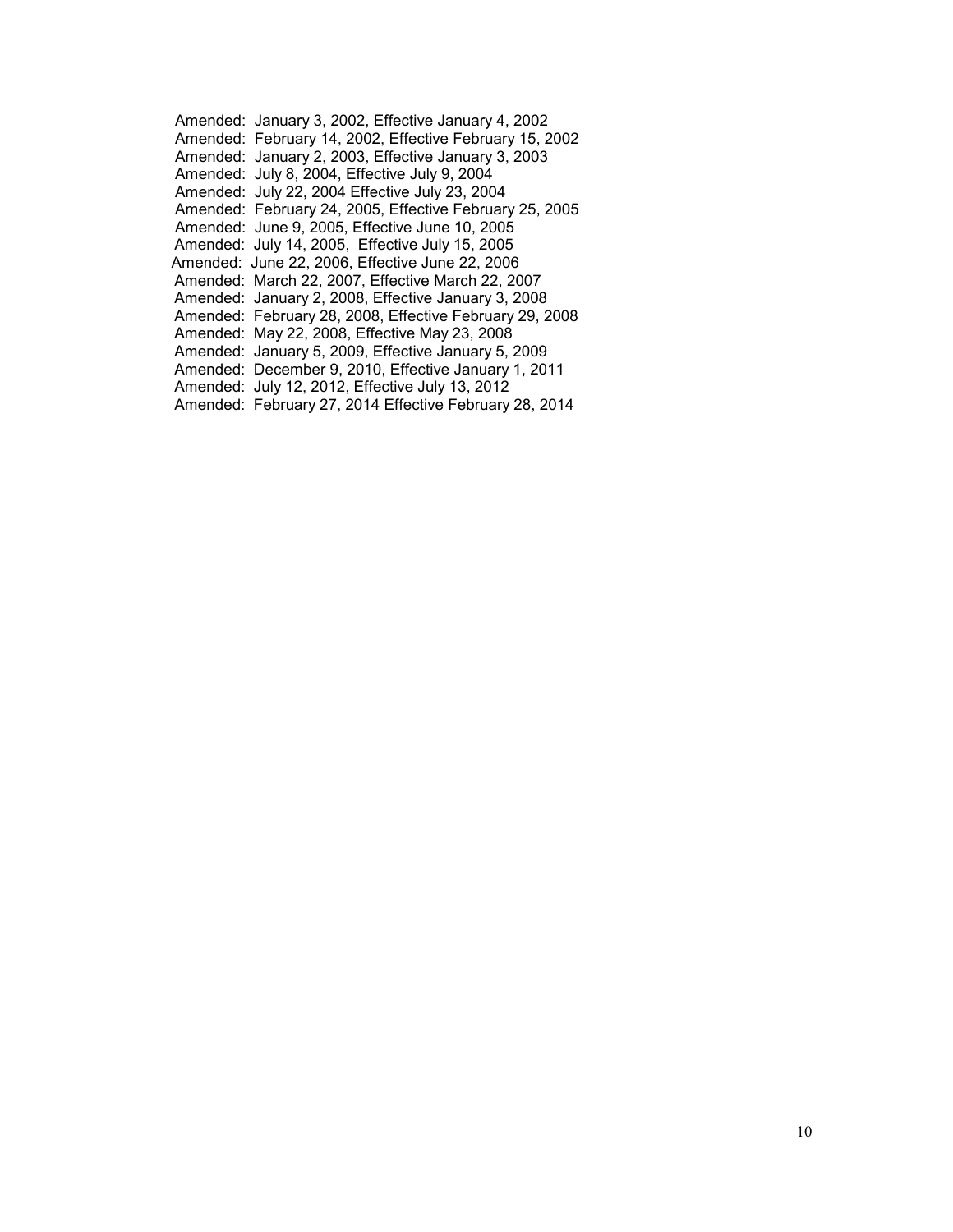Amended: January 3, 2002, Effective January 4, 2002
Amended: February 14, 2002, Effective February 15, 2002
Amended: January 2, 2003, Effective January 3, 2003
Amended: July 8, 2004, Effective July 9, 2004
Amended: July 22, 2004 Effective July 23, 2004
Amended: February 24, 2005, Effective February 25, 2005
Amended: June 9, 2005, Effective June 10, 2005
Amended: July 14, 2005, Effective July 15, 2005
Amended: June 22, 2006, Effective June 22, 2006
Amended: March 22, 2007, Effective March 22, 2007
Amended: January 2, 2008, Effective January 3, 2008
Amended: February 28, 2008, Effective February 29, 2008
Amended: May 22, 2008, Effective May 23, 2008
Amended: January 5, 2009, Effective January 5, 2009
Amended: December 9, 2010, Effective January 1, 2011
Amended: July 12, 2012, Effective July 13, 2012
Amended: February 27, 2014 Effective February 28, 2014